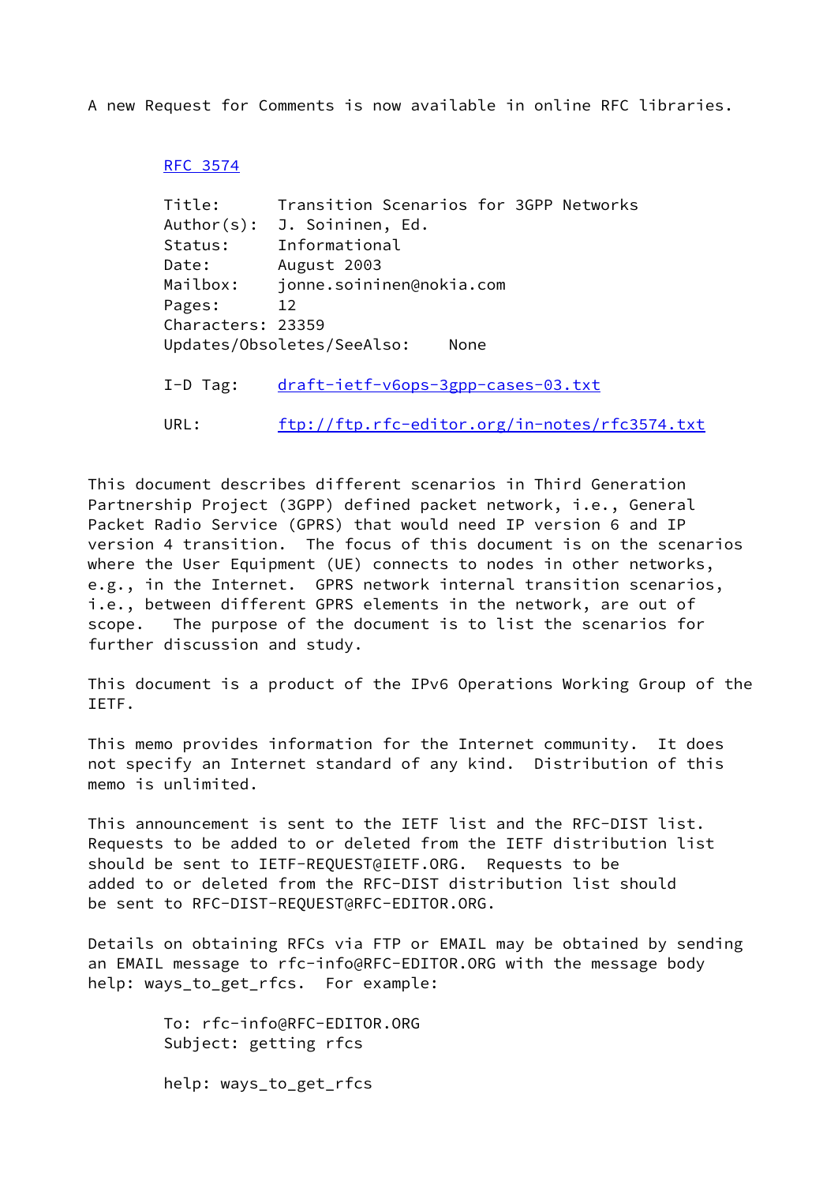A new Request for Comments is now available in online RFC libraries.

RFC 3574

```
Title:      Transition Scenarios for 3GPP Networks
Author(s):  J. Soininen, Ed.
Status:     Informational
Date:       August 2003
Mailbox:    jonne.soininen@nokia.com
Pages:      12
Characters: 23359
Updates/Obsoletes/SeeAlso:    None

I-D Tag:    draft-ietf-v6ops-3gpp-cases-03.txt

URL:        ftp://ftp.rfc-editor.org/in-notes/rfc3574.txt
```

This document describes different scenarios in Third Generation Partnership Project (3GPP) defined packet network, i.e., General Packet Radio Service (GPRS) that would need IP version 6 and IP version 4 transition. The focus of this document is on the scenarios where the User Equipment (UE) connects to nodes in other networks, e.g., in the Internet. GPRS network internal transition scenarios, i.e., between different GPRS elements in the network, are out of scope. The purpose of the document is to list the scenarios for further discussion and study.

This document is a product of the IPv6 Operations Working Group of the IETF.

This memo provides information for the Internet community. It does not specify an Internet standard of any kind. Distribution of this memo is unlimited.

This announcement is sent to the IETF list and the RFC-DIST list. Requests to be added to or deleted from the IETF distribution list should be sent to IETF-REQUEST@IETF.ORG. Requests to be added to or deleted from the RFC-DIST distribution list should be sent to RFC-DIST-REQUEST@RFC-EDITOR.ORG.

Details on obtaining RFCs via FTP or EMAIL may be obtained by sending an EMAIL message to rfc-info@RFC-EDITOR.ORG with the message body help: ways_to_get_rfcs. For example:

```
To: rfc-info@RFC-EDITOR.ORG
Subject: getting rfcs

help: ways_to_get_rfcs
```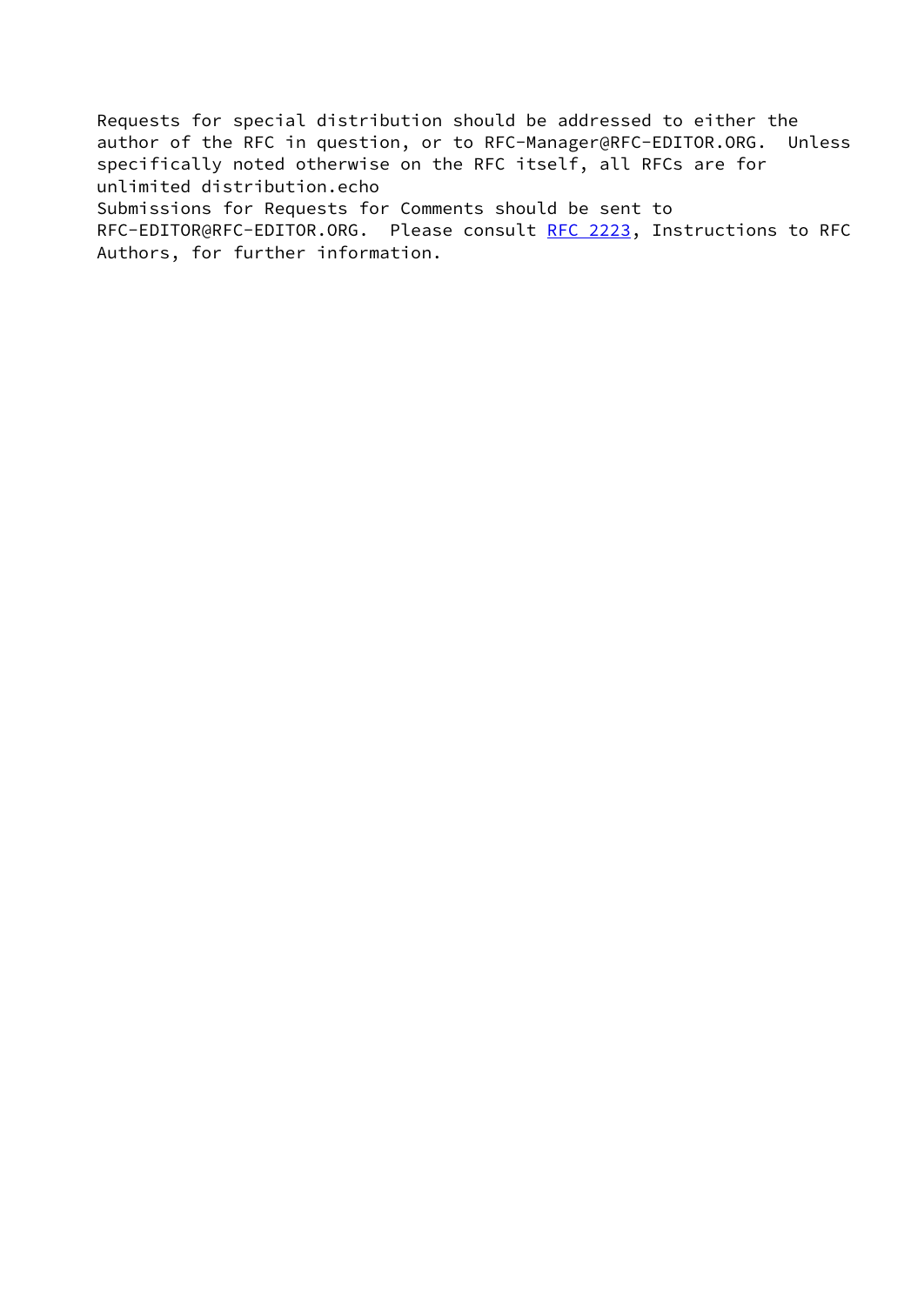Requests for special distribution should be addressed to either the author of the RFC in question, or to RFC-Manager@RFC-EDITOR.ORG. Unless specifically noted otherwise on the RFC itself, all RFCs are for unlimited distribution.echo

Submissions for Requests for Comments should be sent to RFC-EDITOR@RFC-EDITOR.ORG. Please consult RFC 2223, Instructions to RFC Authors, for further information.